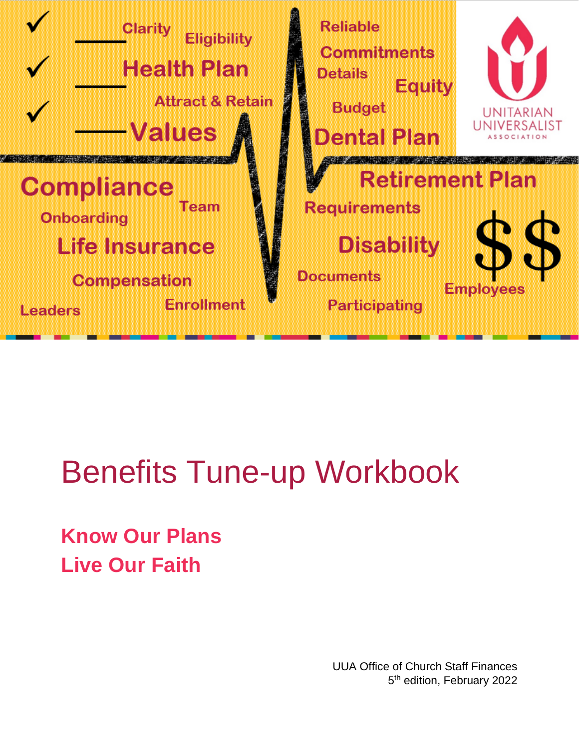# Benefits Tune-up Workbook

**Know Our Plans**
**Live Our Faith**

UUA Office of Church Staff Finances
5th edition, February 2022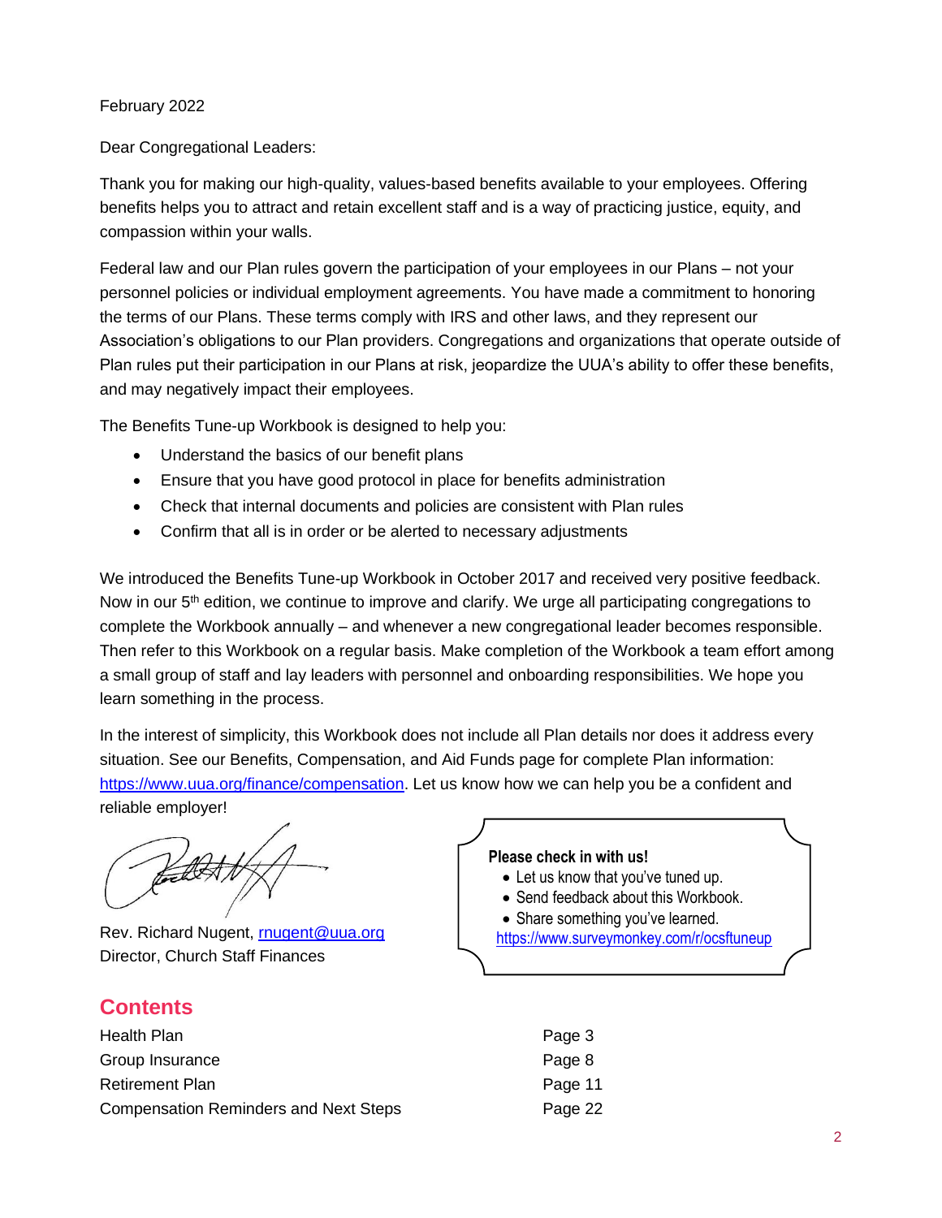February 2022

Dear Congregational Leaders:

Thank you for making our high-quality, values-based benefits available to your employees. Offering benefits helps you to attract and retain excellent staff and is a way of practicing justice, equity, and compassion within your walls.

Federal law and our Plan rules govern the participation of your employees in our Plans – not your personnel policies or individual employment agreements. You have made a commitment to honoring the terms of our Plans. These terms comply with IRS and other laws, and they represent our Association's obligations to our Plan providers. Congregations and organizations that operate outside of Plan rules put their participation in our Plans at risk, jeopardize the UUA's ability to offer these benefits, and may negatively impact their employees.

The Benefits Tune-up Workbook is designed to help you:

- Understand the basics of our benefit plans
- Ensure that you have good protocol in place for benefits administration
- Check that internal documents and policies are consistent with Plan rules
- Confirm that all is in order or be alerted to necessary adjustments

We introduced the Benefits Tune-up Workbook in October 2017 and received very positive feedback. Now in our 5th edition, we continue to improve and clarify. We urge all participating congregations to complete the Workbook annually – and whenever a new congregational leader becomes responsible. Then refer to this Workbook on a regular basis. Make completion of the Workbook a team effort among a small group of staff and lay leaders with personnel and onboarding responsibilities. We hope you learn something in the process.

In the interest of simplicity, this Workbook does not include all Plan details nor does it address every situation. See our Benefits, Compensation, and Aid Funds page for complete Plan information: https://www.uua.org/finance/compensation. Let us know how we can help you be a confident and reliable employer!

Rev. Richard Nugent, rnugent@uua.org
Director, Church Staff Finances

**Please check in with us!**

- Let us know that you've tuned up.
- Send feedback about this Workbook.
- Share something you've learned.

https://www.surveymonkey.com/r/ocsftuneup

## Contents

| | |
|---|---|
| Health Plan | Page 3 |
| Group Insurance | Page 8 |
| Retirement Plan | Page 11 |
| Compensation Reminders and Next Steps | Page 22 |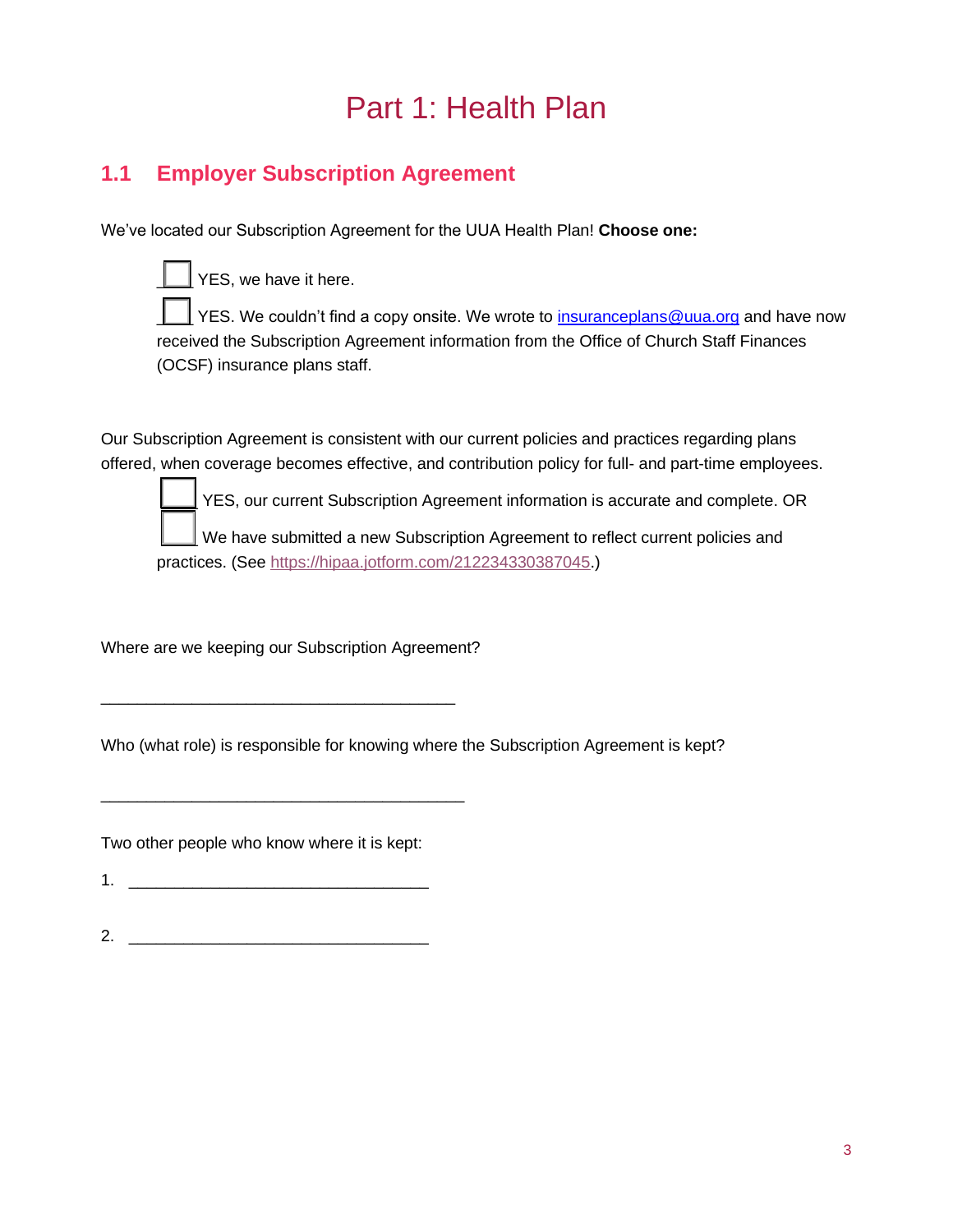# Part 1: Health Plan

## 1.1 Employer Subscription Agreement

We've located our Subscription Agreement for the UUA Health Plan! **Choose one:**

- ☐ YES, we have it here.
- ☐ YES. We couldn't find a copy onsite. We wrote to [insuranceplans@uua.org](mailto:insuranceplans@uua.org) and have now received the Subscription Agreement information from the Office of Church Staff Finances (OCSF) insurance plans staff.

Our Subscription Agreement is consistent with our current policies and practices regarding plans offered, when coverage becomes effective, and contribution policy for full- and part-time employees.

- ☐ YES, our current Subscription Agreement information is accurate and complete. OR
- ☐ We have submitted a new Subscription Agreement to reflect current policies and practices. (See [https://hipaa.jotform.com/212234330387045](https://hipaa.jotform.com/212234330387045).)

Where are we keeping our Subscription Agreement?

_______________________________________

Who (what role) is responsible for knowing where the Subscription Agreement is kept?

________________________________________

Two other people who know where it is kept:

1. _________________________________

2. _________________________________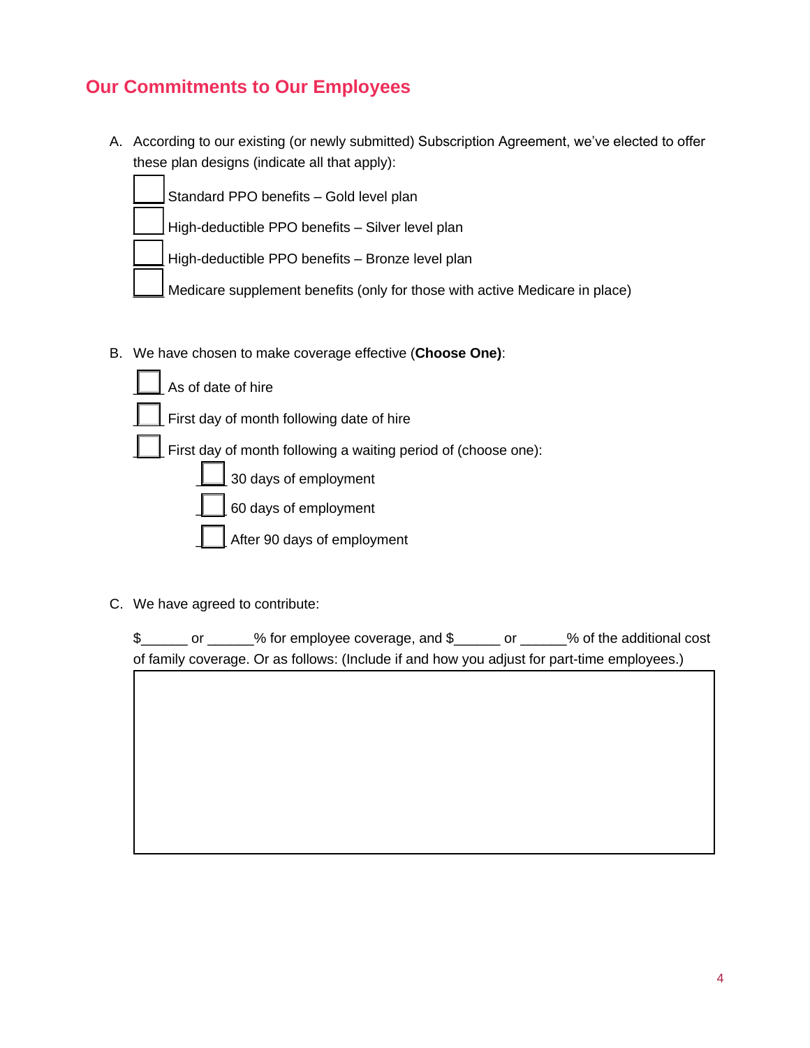## Our Commitments to Our Employees

A. According to our existing (or newly submitted) Subscription Agreement, we've elected to offer these plan designs (indicate all that apply):

- ☐ Standard PPO benefits – Gold level plan
- ☐ High-deductible PPO benefits – Silver level plan
- ☐ High-deductible PPO benefits – Bronze level plan
- ☐ Medicare supplement benefits (only for those with active Medicare in place)

B. We have chosen to make coverage effective (**Choose One)**:

- ☐ As of date of hire
- ☐ First day of month following date of hire
- ☐ First day of month following a waiting period of (choose one):
  - ☐ 30 days of employment
  - ☐ 60 days of employment
  - ☐ After 90 days of employment

C. We have agreed to contribute:

$______ or ______% for employee coverage, and $______ or ______% of the additional cost of family coverage. Or as follows: (Include if and how you adjust for part-time employees.)

| |
|---|
| |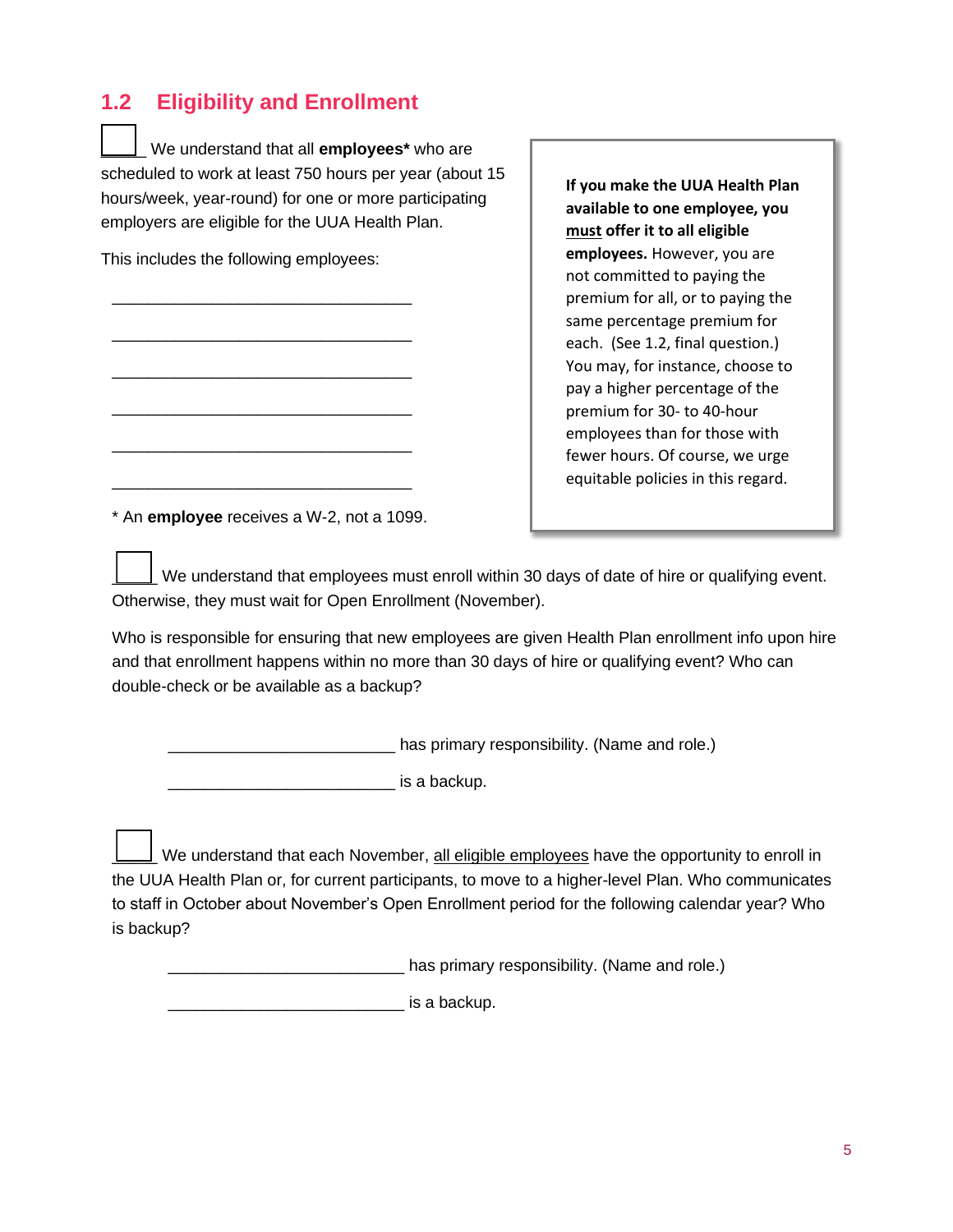## 1.2 Eligibility and Enrollment

☐ We understand that all **employees*** who are scheduled to work at least 750 hours per year (about 15 hours/week, year-round) for one or more participating employers are eligible for the UUA Health Plan.

This includes the following employees:

________________________________

________________________________

________________________________

________________________________

________________________________

________________________________

* An **employee** receives a W-2, not a 1099.

> **If you make the UUA Health Plan available to one employee, you must offer it to all eligible employees.** However, you are not committed to paying the premium for all, or to paying the same percentage premium for each. (See 1.2, final question.) You may, for instance, choose to pay a higher percentage of the premium for 30- to 40-hour employees than for those with fewer hours. Of course, we urge equitable policies in this regard.

☐ We understand that employees must enroll within 30 days of date of hire or qualifying event. Otherwise, they must wait for Open Enrollment (November).

Who is responsible for ensuring that new employees are given Health Plan enrollment info upon hire and that enrollment happens within no more than 30 days of hire or qualifying event? Who can double-check or be available as a backup?

________________________ has primary responsibility. (Name and role.)

________________________ is a backup.

☐ We understand that each November, all eligible employees have the opportunity to enroll in the UUA Health Plan or, for current participants, to move to a higher-level Plan. Who communicates to staff in October about November's Open Enrollment period for the following calendar year? Who is backup?

________________________ has primary responsibility. (Name and role.)

________________________ is a backup.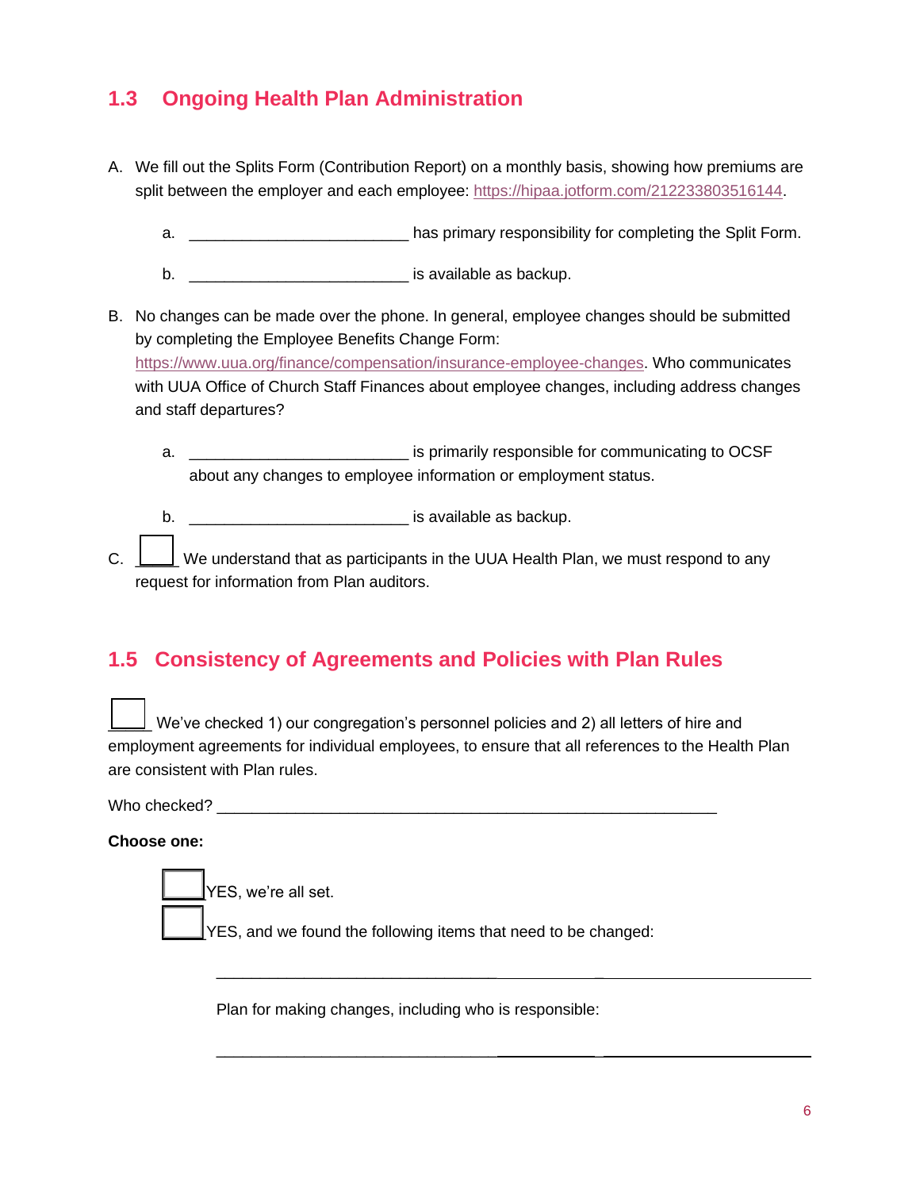## 1.3 Ongoing Health Plan Administration

A. We fill out the Splits Form (Contribution Report) on a monthly basis, showing how premiums are split between the employer and each employee: https://hipaa.jotform.com/212233803516144.

   a. _________________________ has primary responsibility for completing the Split Form.

   b. _________________________ is available as backup.

B. No changes can be made over the phone. In general, employee changes should be submitted by completing the Employee Benefits Change Form: https://www.uua.org/finance/compensation/insurance-employee-changes. Who communicates with UUA Office of Church Staff Finances about employee changes, including address changes and staff departures?

   a. _________________________ is primarily responsible for communicating to OCSF about any changes to employee information or employment status.

   b. _________________________ is available as backup.

C. ☐ We understand that as participants in the UUA Health Plan, we must respond to any request for information from Plan auditors.

## 1.5 Consistency of Agreements and Policies with Plan Rules

☐ We've checked 1) our congregation's personnel policies and 2) all letters of hire and employment agreements for individual employees, to ensure that all references to the Health Plan are consistent with Plan rules.

Who checked? ____________________________________________________________

**Choose one:**

☐ YES, we're all set.

☐ YES, and we found the following items that need to be changed:

_________________________________________________________________________

Plan for making changes, including who is responsible:

_________________________________________________________________________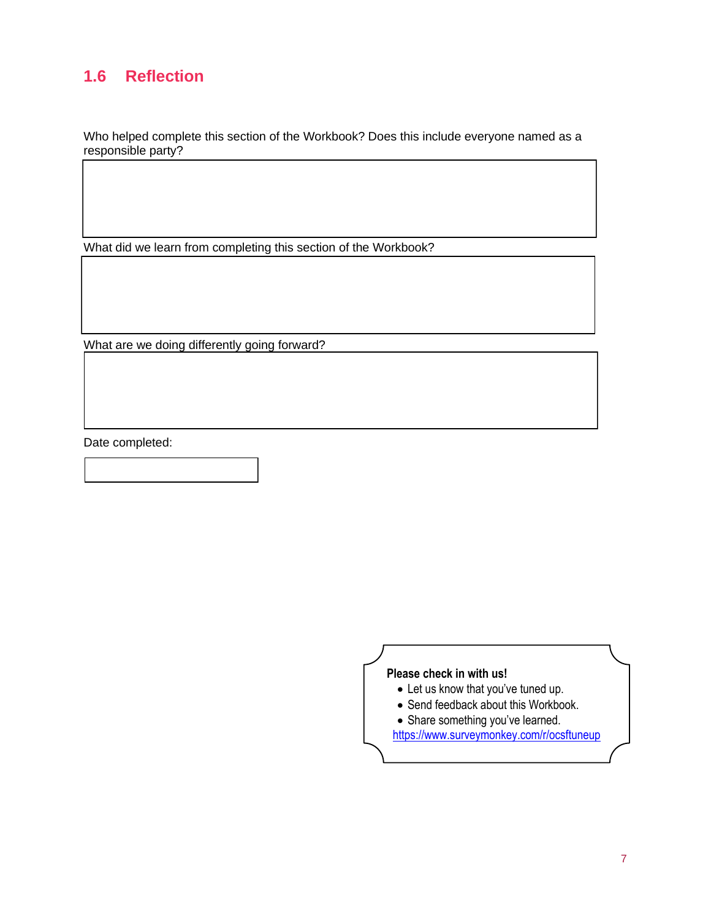## 1.6 Reflection

Who helped complete this section of the Workbook? Does this include everyone named as a responsible party?

|   |
|---|
|   |

What did we learn from completing this section of the Workbook?

|   |
|---|
|   |

What are we doing differently going forward?

|   |
|---|
|   |

Date completed:

|   |
|---|
|   |

**Please check in with us!**

- Let us know that you've tuned up.
- Send feedback about this Workbook.
- Share something you've learned.

https://www.surveymonkey.com/r/ocsftuneup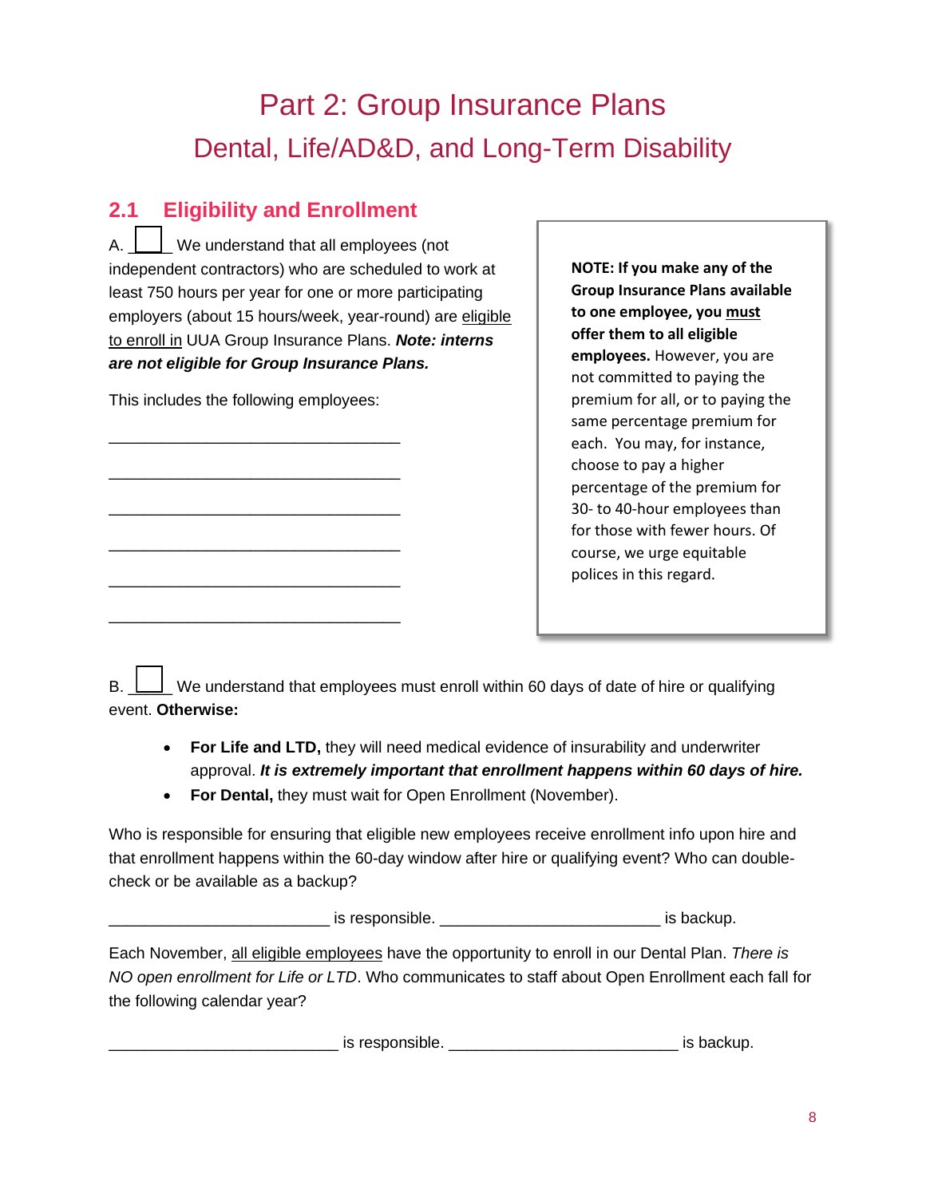# Part 2: Group Insurance Plans

## Dental, Life/AD&D, and Long-Term Disability

### 2.1 Eligibility and Enrollment

A. ☐ We understand that all employees (not independent contractors) who are scheduled to work at least 750 hours per year for one or more participating employers (about 15 hours/week, year-round) are <u>eligible to enroll in</u> UUA Group Insurance Plans. ***Note: interns are not eligible for Group Insurance Plans.***

This includes the following employees:

_________________________________

_________________________________

_________________________________

_________________________________

_________________________________

_________________________________

> **NOTE: If you make any of the Group Insurance Plans available to one employee, you <u>must</u> offer them to all eligible employees.** However, you are not committed to paying the premium for all, or to paying the same percentage premium for each. You may, for instance, choose to pay a higher percentage of the premium for 30- to 40-hour employees than for those with fewer hours. Of course, we urge equitable polices in this regard.

B. ☐ We understand that employees must enroll within 60 days of date of hire or qualifying event. **Otherwise:**

- **For Life and LTD,** they will need medical evidence of insurability and underwriter approval. ***It is extremely important that enrollment happens within 60 days of hire.***
- **For Dental,** they must wait for Open Enrollment (November).

Who is responsible for ensuring that eligible new employees receive enrollment info upon hire and that enrollment happens within the 60-day window after hire or qualifying event? Who can double-check or be available as a backup?

________________________ is responsible. ________________________ is backup.

Each November, <u>all eligible employees</u> have the opportunity to enroll in our Dental Plan. *There is NO open enrollment for Life or LTD*. Who communicates to staff about Open Enrollment each fall for the following calendar year?

_________________________ is responsible. _________________________ is backup.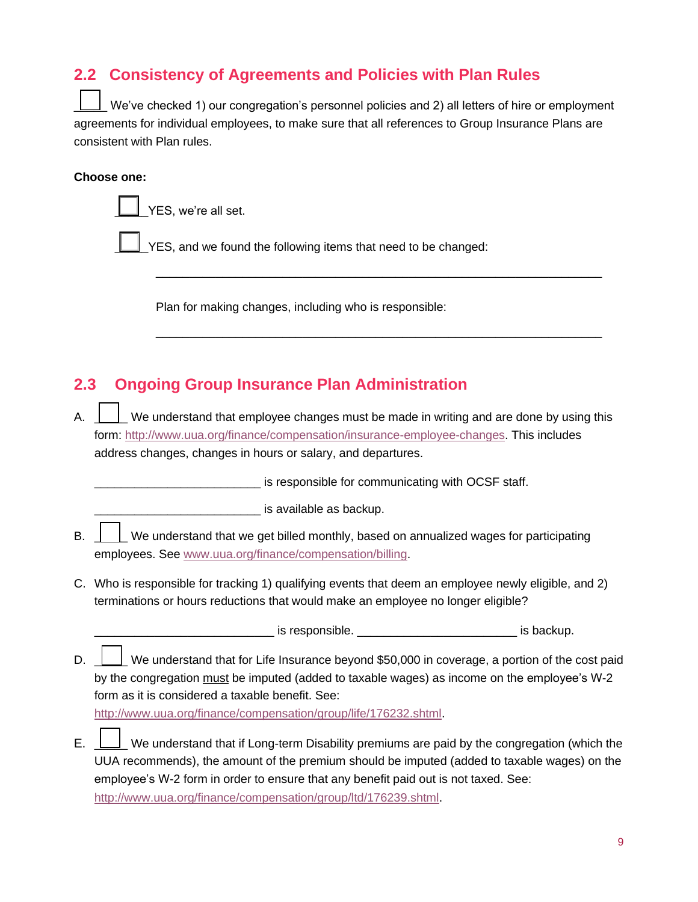## 2.2 Consistency of Agreements and Policies with Plan Rules

☐ We've checked 1) our congregation's personnel policies and 2) all letters of hire or employment agreements for individual employees, to make sure that all references to Group Insurance Plans are consistent with Plan rules.

**Choose one:**

☐ YES, we're all set.

☐ YES, and we found the following items that need to be changed:

_______________________________________________________________

Plan for making changes, including who is responsible:

_______________________________________________________________

## 2.3 Ongoing Group Insurance Plan Administration

A. ☐ We understand that employee changes must be made in writing and are done by using this form: http://www.uua.org/finance/compensation/insurance-employee-changes. This includes address changes, changes in hours or salary, and departures.

_________________________ is responsible for communicating with OCSF staff.

_________________________ is available as backup.

B. ☐ We understand that we get billed monthly, based on annualized wages for participating employees. See www.uua.org/finance/compensation/billing.

C. Who is responsible for tracking 1) qualifying events that deem an employee newly eligible, and 2) terminations or hours reductions that would make an employee no longer eligible?

___________________________ is responsible. ________________________ is backup.

D. ☐ We understand that for Life Insurance beyond $50,000 in coverage, a portion of the cost paid by the congregation <u>must</u> be imputed (added to taxable wages) as income on the employee's W-2 form as it is considered a taxable benefit. See: http://www.uua.org/finance/compensation/group/life/176232.shtml.

E. ☐ We understand that if Long-term Disability premiums are paid by the congregation (which the UUA recommends), the amount of the premium should be imputed (added to taxable wages) on the employee's W-2 form in order to ensure that any benefit paid out is not taxed. See: http://www.uua.org/finance/compensation/group/ltd/176239.shtml.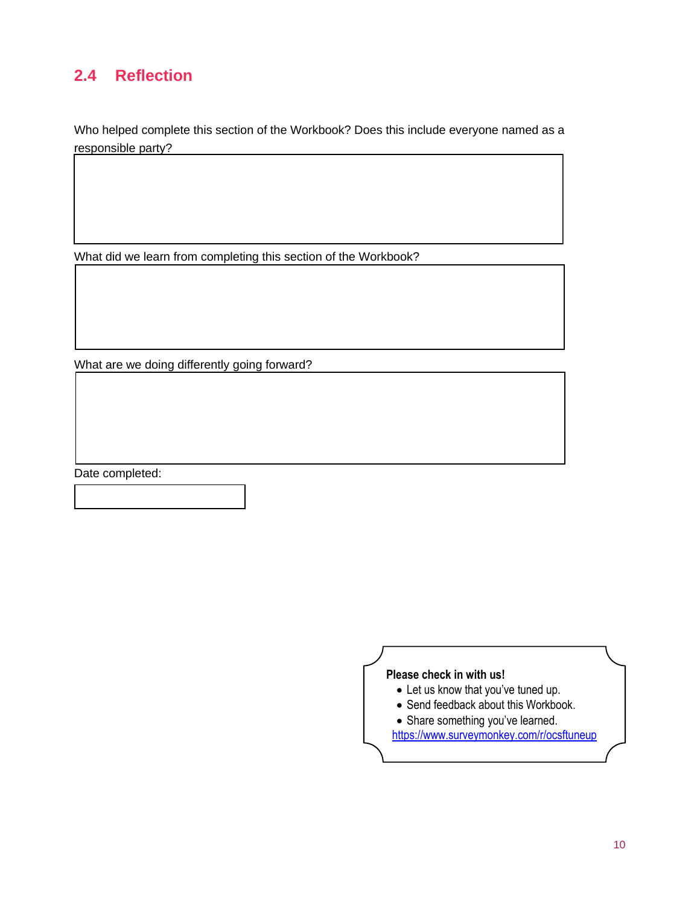## 2.4 Reflection

Who helped complete this section of the Workbook? Does this include everyone named as a responsible party?

What did we learn from completing this section of the Workbook?

What are we doing differently going forward?

Date completed:

**Please check in with us!**

- Let us know that you've tuned up.
- Send feedback about this Workbook.
- Share something you've learned.

https://www.surveymonkey.com/r/ocsftuneup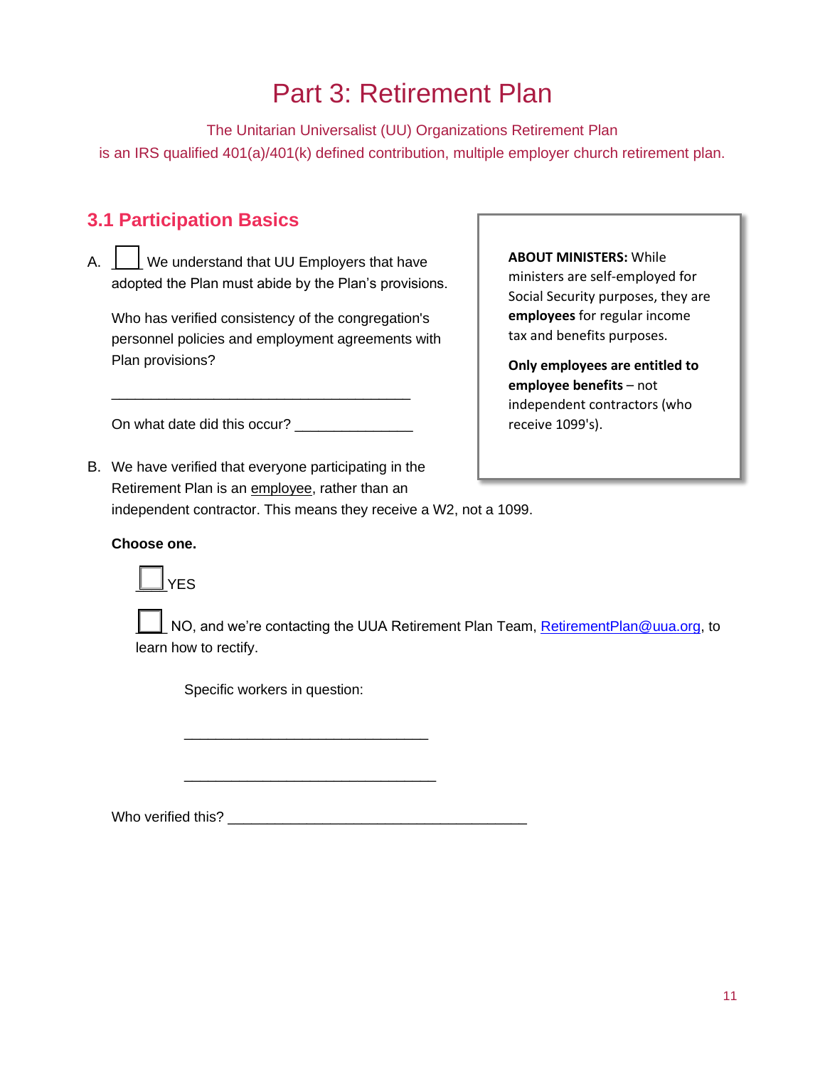# Part 3: Retirement Plan

The Unitarian Universalist (UU) Organizations Retirement Plan
is an IRS qualified 401(a)/401(k) defined contribution, multiple employer church retirement plan.

## 3.1 Participation Basics

A. ☐ We understand that UU Employers that have adopted the Plan must abide by the Plan's provisions.

Who has verified consistency of the congregation's personnel policies and employment agreements with Plan provisions?

_______________________________________

On what date did this occur? _______________

> **ABOUT MINISTERS:** While ministers are self-employed for Social Security purposes, they are **employees** for regular income tax and benefits purposes.
>
> **Only employees are entitled to employee benefits** – not independent contractors (who receive 1099's).

B. We have verified that everyone participating in the Retirement Plan is an employee, rather than an independent contractor. This means they receive a W2, not a 1099.

**Choose one.**

☐ YES

☐ NO, and we're contacting the UUA Retirement Plan Team, RetirementPlan@uua.org, to learn how to rectify.

Specific workers in question:

_______________________________

_______________________________

Who verified this? _______________________________________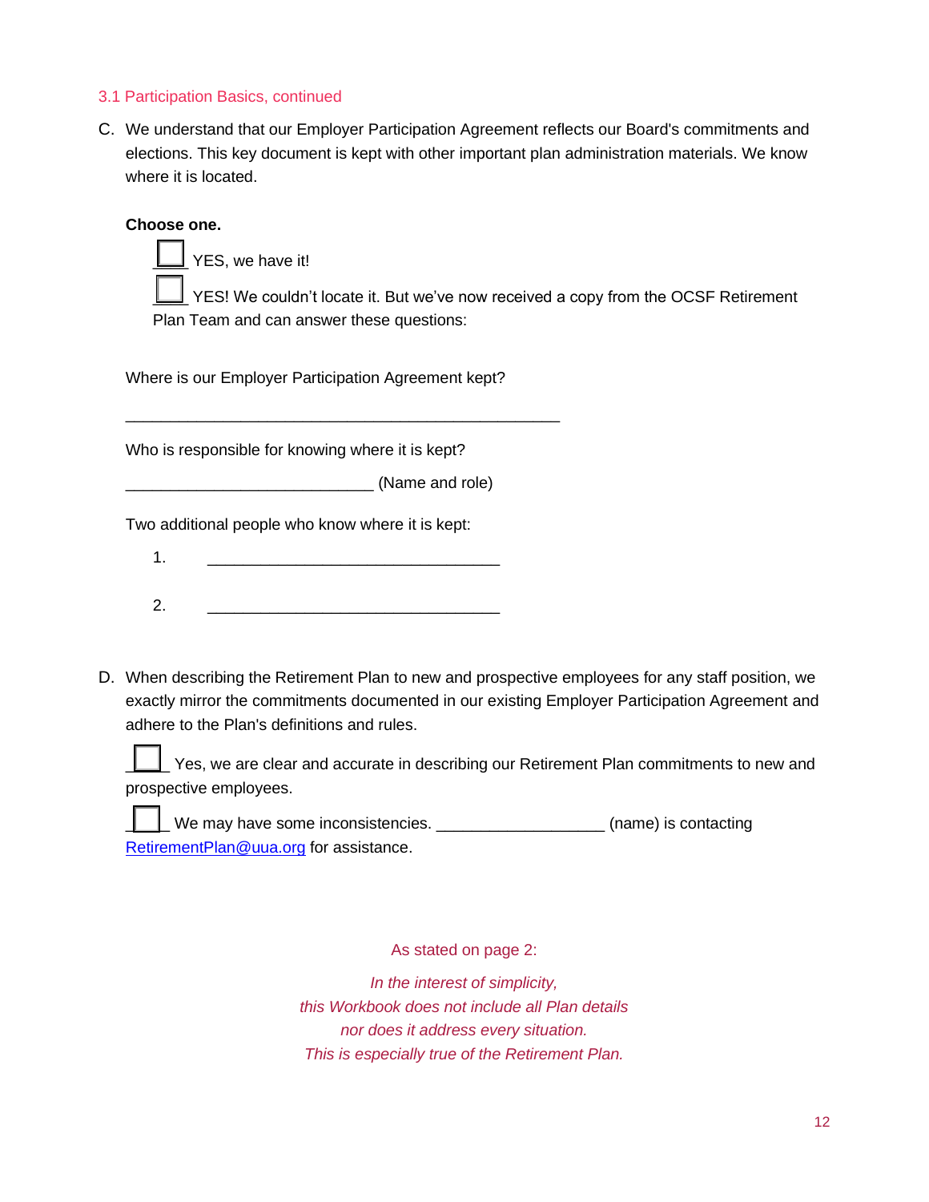### 3.1 Participation Basics, continued

C. We understand that our Employer Participation Agreement reflects our Board's commitments and elections. This key document is kept with other important plan administration materials. We know where it is located.

**Choose one.**

☐ YES, we have it!

☐ YES! We couldn't locate it. But we've now received a copy from the OCSF Retirement Plan Team and can answer these questions:

Where is our Employer Participation Agreement kept?

_______________________________________________

Who is responsible for knowing where it is kept?

____________________________ (Name and role)

Two additional people who know where it is kept:

1. _______________________________

2. _______________________________

D. When describing the Retirement Plan to new and prospective employees for any staff position, we exactly mirror the commitments documented in our existing Employer Participation Agreement and adhere to the Plan's definitions and rules.

☐ Yes, we are clear and accurate in describing our Retirement Plan commitments to new and prospective employees.

☐ We may have some inconsistencies. ___________________ (name) is contacting [RetirementPlan@uua.org](mailto:RetirementPlan@uua.org) for assistance.

As stated on page 2:

*In the interest of simplicity,*
*this Workbook does not include all Plan details*
*nor does it address every situation.*
*This is especially true of the Retirement Plan.*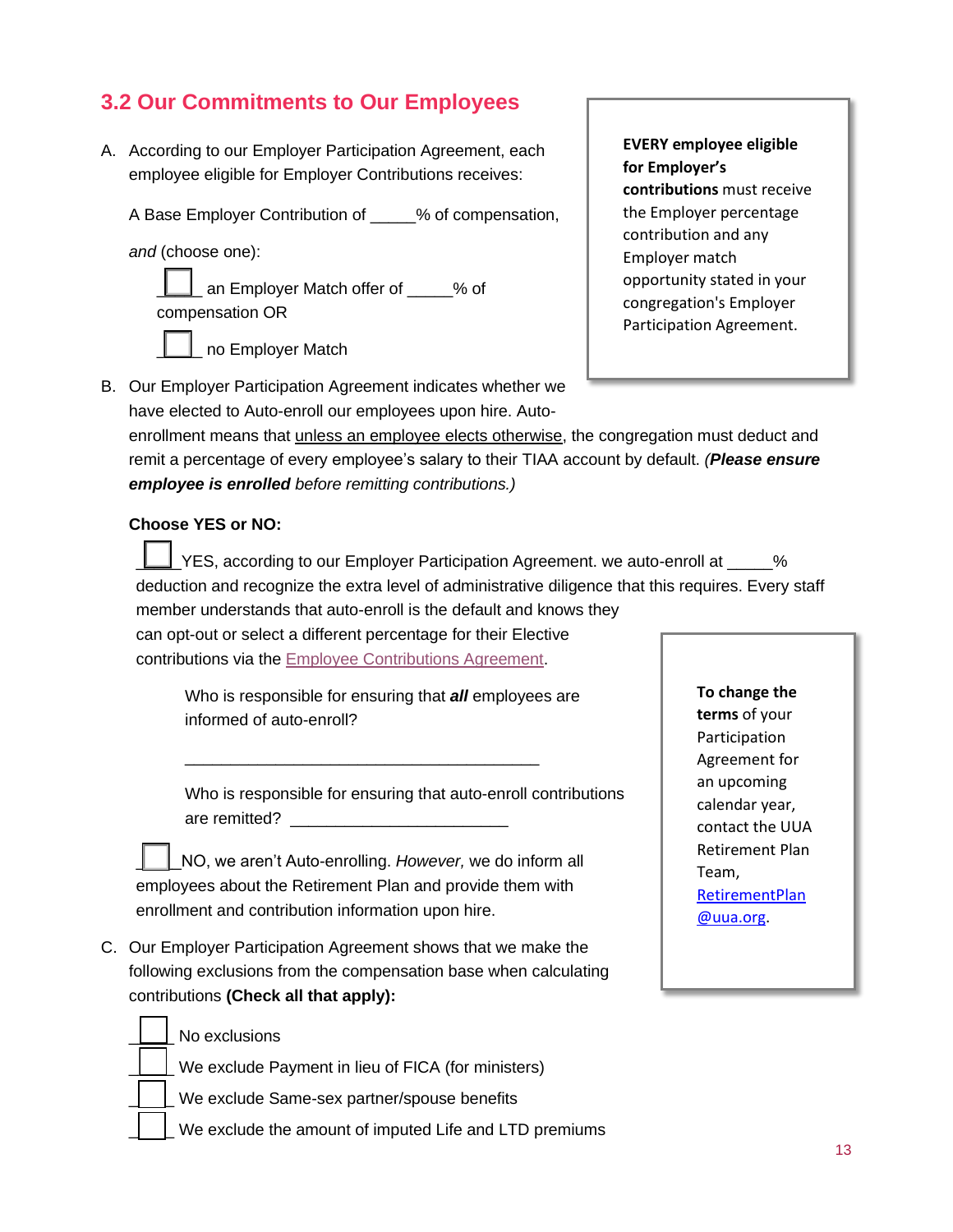## 3.2 Our Commitments to Our Employees

A. According to our Employer Participation Agreement, each employee eligible for Employer Contributions receives:

A Base Employer Contribution of _____% of compensation,

*and* (choose one):

☐ an Employer Match offer of _____% of compensation OR

☐ no Employer Match

> **EVERY employee eligible for Employer's contributions** must receive the Employer percentage contribution and any Employer match opportunity stated in your congregation's Employer Participation Agreement.

B. Our Employer Participation Agreement indicates whether we have elected to Auto-enroll our employees upon hire. Auto-enrollment means that unless an employee elects otherwise, the congregation must deduct and remit a percentage of every employee's salary to their TIAA account by default. *(**Please ensure employee is enrolled** before remitting contributions.)*

**Choose YES or NO:**

☐ YES, according to our Employer Participation Agreement. we auto-enroll at _____% deduction and recognize the extra level of administrative diligence that this requires. Every staff member understands that auto-enroll is the default and knows they can opt-out or select a different percentage for their Elective contributions via the Employee Contributions Agreement.

Who is responsible for ensuring that ***all*** employees are informed of auto-enroll?

_______________________________________

Who is responsible for ensuring that auto-enroll contributions are remitted? _______________________

☐ NO, we aren't Auto-enrolling. *However,* we do inform all employees about the Retirement Plan and provide them with enrollment and contribution information upon hire.

> **To change the terms** of your Participation Agreement for an upcoming calendar year, contact the UUA Retirement Plan Team, RetirementPlan@uua.org.

C. Our Employer Participation Agreement shows that we make the following exclusions from the compensation base when calculating contributions **(Check all that apply):**

☐ No exclusions

☐ We exclude Payment in lieu of FICA (for ministers)

☐ We exclude Same-sex partner/spouse benefits

☐ We exclude the amount of imputed Life and LTD premiums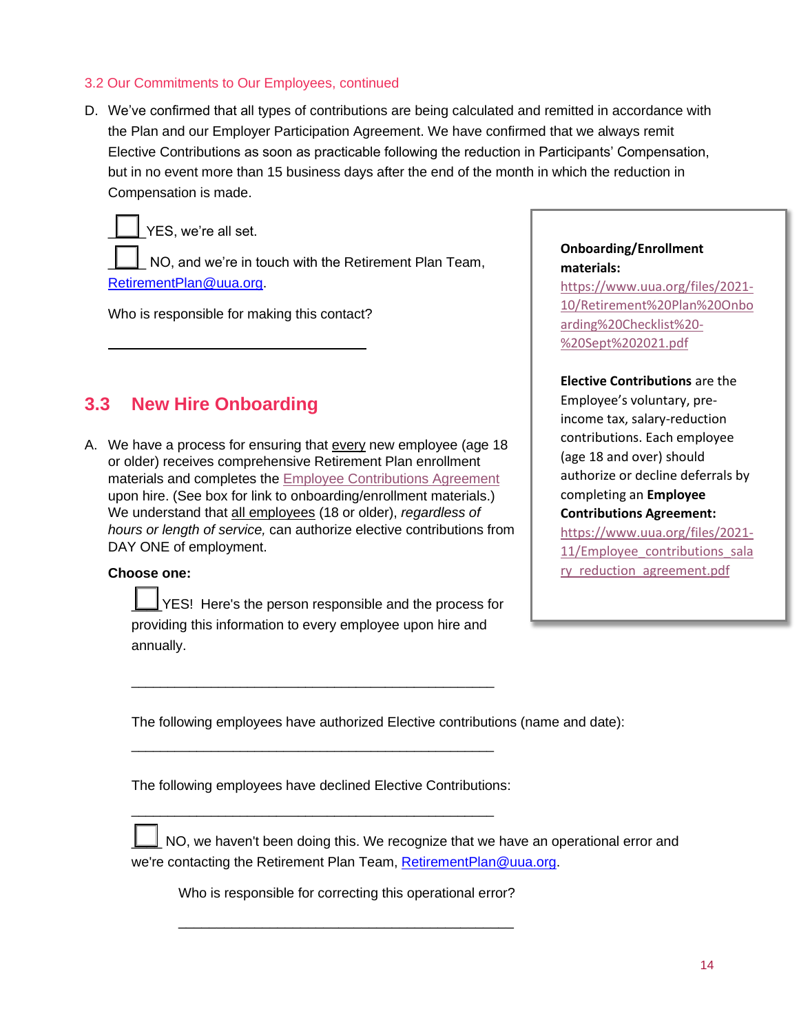3.2 Our Commitments to Our Employees, continued

D. We've confirmed that all types of contributions are being calculated and remitted in accordance with the Plan and our Employer Participation Agreement. We have confirmed that we always remit Elective Contributions as soon as practicable following the reduction in Participants' Compensation, but in no event more than 15 business days after the end of the month in which the reduction in Compensation is made.

☐ YES, we're all set.

☐ NO, and we're in touch with the Retirement Plan Team, RetirementPlan@uua.org.

Who is responsible for making this contact?

\_\_\_\_\_\_\_\_\_\_\_\_\_\_\_\_\_\_\_\_\_\_\_\_\_\_\_\_\_\_\_\_\_\_\_\_

## 3.3 New Hire Onboarding

A. We have a process for ensuring that every new employee (age 18 or older) receives comprehensive Retirement Plan enrollment materials and completes the Employee Contributions Agreement upon hire. (See box for link to onboarding/enrollment materials.) We understand that all employees (18 or older), *regardless of hours or length of service,* can authorize elective contributions from DAY ONE of employment.

**Choose one:**

☐ YES! Here's the person responsible and the process for providing this information to every employee upon hire and annually.

\_\_\_\_\_\_\_\_\_\_\_\_\_\_\_\_\_\_\_\_\_\_\_\_\_\_\_\_\_\_\_\_\_\_\_\_\_\_\_\_\_\_\_\_\_\_\_\_\_\_

The following employees have authorized Elective contributions (name and date):

\_\_\_\_\_\_\_\_\_\_\_\_\_\_\_\_\_\_\_\_\_\_\_\_\_\_\_\_\_\_\_\_\_\_\_\_\_\_\_\_\_\_\_\_\_\_\_\_\_\_

The following employees have declined Elective Contributions:

\_\_\_\_\_\_\_\_\_\_\_\_\_\_\_\_\_\_\_\_\_\_\_\_\_\_\_\_\_\_\_\_\_\_\_\_\_\_\_\_\_\_\_\_\_\_\_\_\_\_

☐ NO, we haven't been doing this. We recognize that we have an operational error and we're contacting the Retirement Plan Team, RetirementPlan@uua.org.

Who is responsible for correcting this operational error?

\_\_\_\_\_\_\_\_\_\_\_\_\_\_\_\_\_\_\_\_\_\_\_\_\_\_\_\_\_\_\_\_\_\_\_\_\_\_\_\_\_\_\_\_\_\_

---

**Onboarding/Enrollment materials:** https://www.uua.org/files/2021-10/Retirement%20Plan%20Onboarding%20Checklist%20-%20Sept%202021.pdf

**Elective Contributions** are the Employee's voluntary, pre-income tax, salary-reduction contributions. Each employee (age 18 and over) should authorize or decline deferrals by completing an **Employee Contributions Agreement:** https://www.uua.org/files/2021-11/Employee_contributions_salary_reduction_agreement.pdf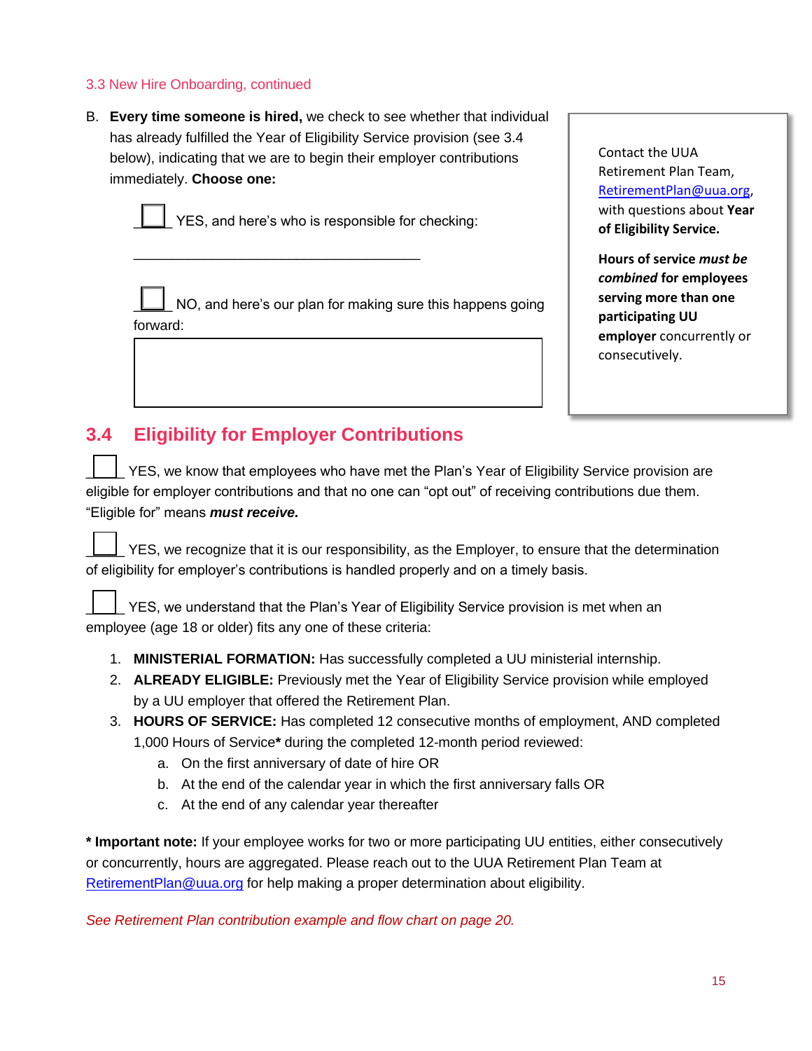3.3 New Hire Onboarding, continued

B. **Every time someone is hired,** we check to see whether that individual has already fulfilled the Year of Eligibility Service provision (see 3.4 below), indicating that we are to begin their employer contributions immediately. **Choose one:**

☐ YES, and here's who is responsible for checking:

\_\_\_\_\_\_\_\_\_\_\_\_\_\_\_\_\_\_\_\_\_\_\_\_\_\_\_\_\_\_\_\_\_\_\_\_\_\_

☐ NO, and here's our plan for making sure this happens going forward:

| |
|---|
| |

> Contact the UUA Retirement Plan Team, RetirementPlan@uua.org, with questions about **Year of Eligibility Service.**
>
> **Hours of service *must be combined* for employees serving more than one participating UU employer** concurrently or consecutively.

## 3.4 Eligibility for Employer Contributions

☐ YES, we know that employees who have met the Plan's Year of Eligibility Service provision are eligible for employer contributions and that no one can "opt out" of receiving contributions due them. "Eligible for" means ***must receive.***

☐ YES, we recognize that it is our responsibility, as the Employer, to ensure that the determination of eligibility for employer's contributions is handled properly and on a timely basis.

☐ YES, we understand that the Plan's Year of Eligibility Service provision is met when an employee (age 18 or older) fits any one of these criteria:

1. **MINISTERIAL FORMATION:** Has successfully completed a UU ministerial internship.
2. **ALREADY ELIGIBLE:** Previously met the Year of Eligibility Service provision while employed by a UU employer that offered the Retirement Plan.
3. **HOURS OF SERVICE:** Has completed 12 consecutive months of employment, AND completed 1,000 Hours of Service**\*** during the completed 12-month period reviewed:
   a. On the first anniversary of date of hire OR
   b. At the end of the calendar year in which the first anniversary falls OR
   c. At the end of any calendar year thereafter

**\* Important note:** If your employee works for two or more participating UU entities, either consecutively or concurrently, hours are aggregated. Please reach out to the UUA Retirement Plan Team at RetirementPlan@uua.org for help making a proper determination about eligibility.

*See Retirement Plan contribution example and flow chart on page 20.*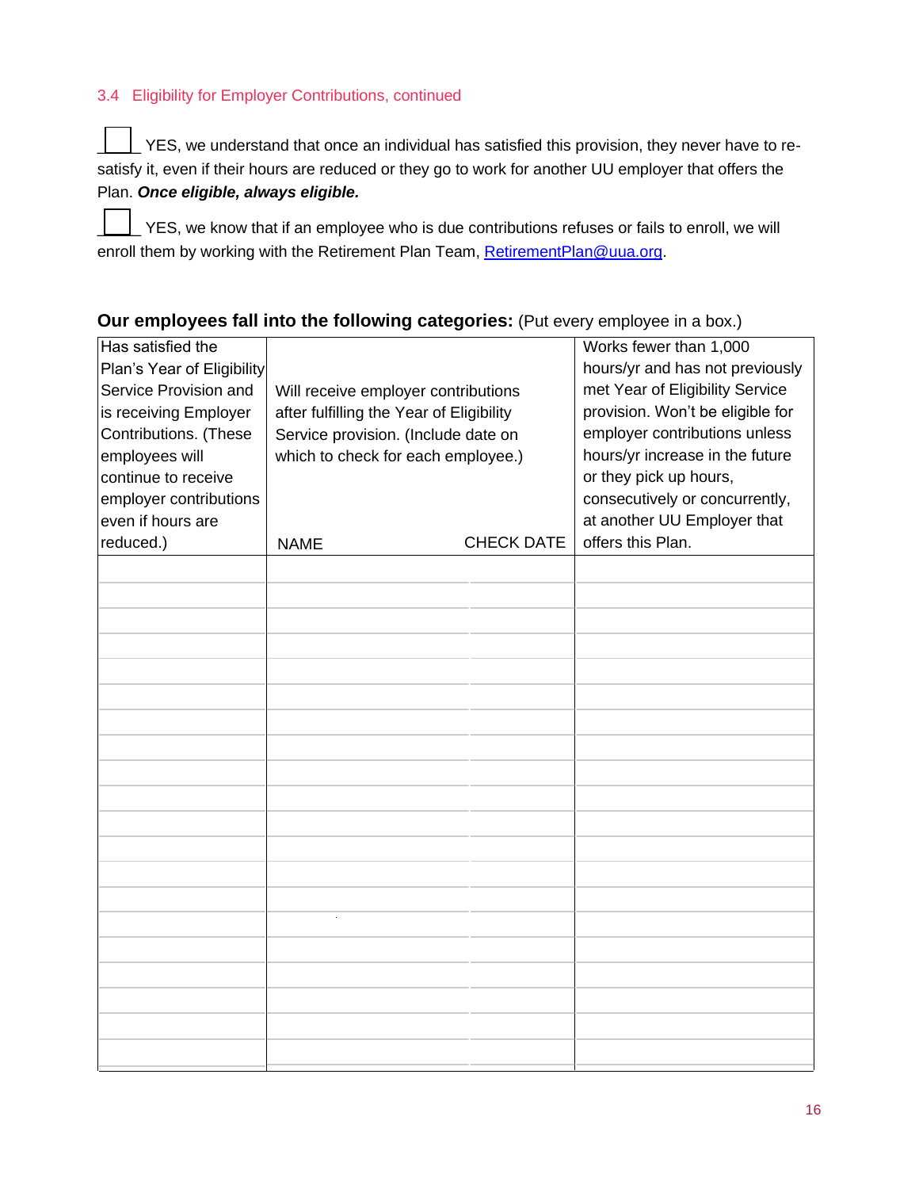### 3.4 Eligibility for Employer Contributions, continued

☐ YES, we understand that once an individual has satisfied this provision, they never have to re-satisfy it, even if their hours are reduced or they go to work for another UU employer that offers the Plan. ***Once eligible, always eligible.***

☐ YES, we know that if an employee who is due contributions refuses or fails to enroll, we will enroll them by working with the Retirement Plan Team, [RetirementPlan@uua.org](mailto:RetirementPlan@uua.org).

**Our employees fall into the following categories:** (Put every employee in a box.)

| Has satisfied the Plan's Year of Eligibility Service Provision and is receiving Employer Contributions. (These employees will continue to receive employer contributions even if hours are reduced.) | Will receive employer contributions after fulfilling the Year of Eligibility Service provision. (Include date on which to check for each employee.)<br>NAME | CHECK DATE | Works fewer than 1,000 hours/yr and has not previously met Year of Eligibility Service provision. Won't be eligible for employer contributions unless hours/yr increase in the future or they pick up hours, consecutively or concurrently, at another UU Employer that offers this Plan. |
|---|---|---|---|
| | | | |
| | | | |
| | | | |
| | | | |
| | | | |
| | | | |
| | | | |
| | | | |
| | | | |
| | | | |
| | | | |
| | | | |
| | | | |
| | | | |
| | | | |
| | | | |
| | | | |
| | | | |
| | | | |
| | | | |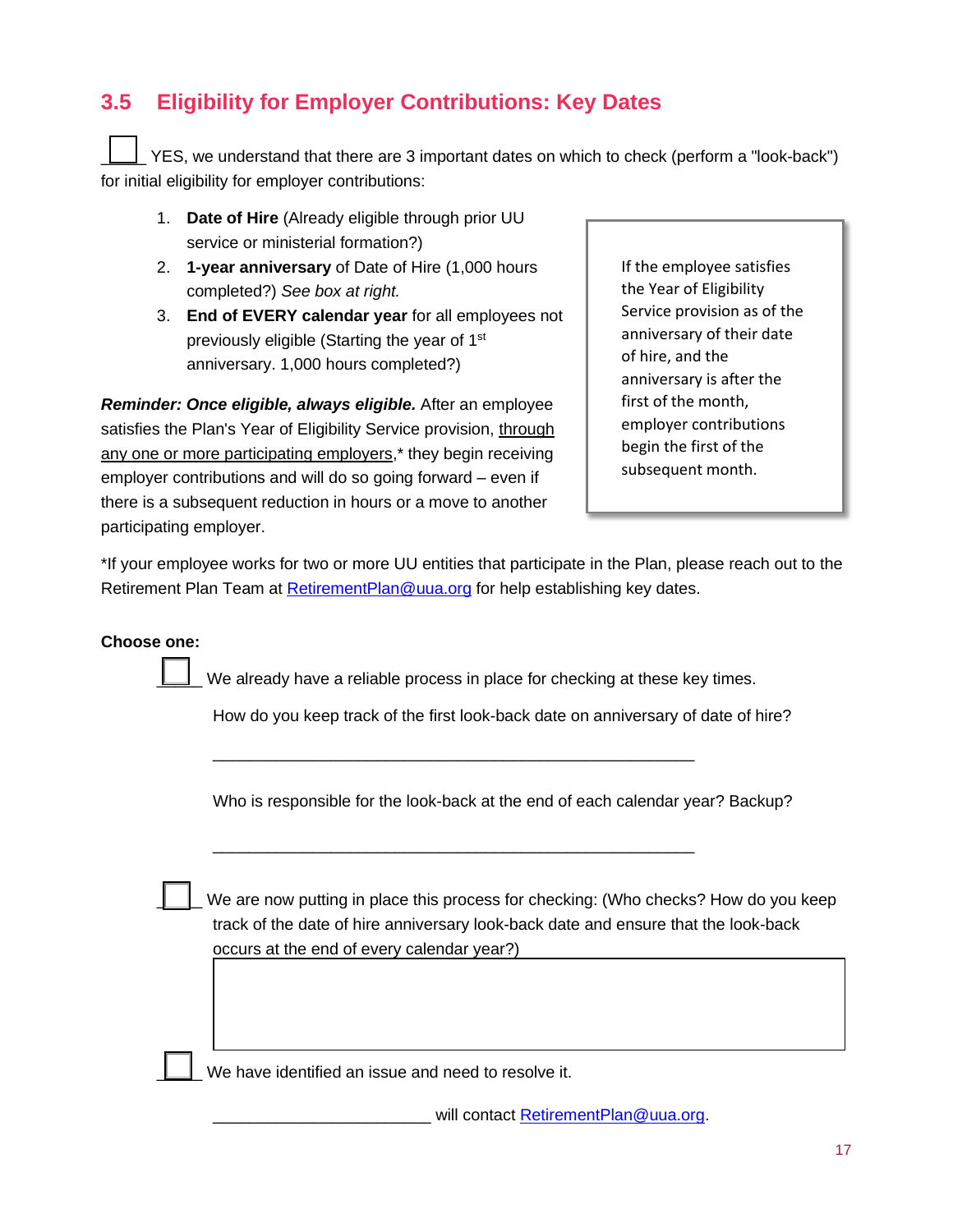## 3.5 Eligibility for Employer Contributions: Key Dates

☐ YES, we understand that there are 3 important dates on which to check (perform a "look-back") for initial eligibility for employer contributions:

1. **Date of Hire** (Already eligible through prior UU service or ministerial formation?)
2. **1-year anniversary** of Date of Hire (1,000 hours completed?) *See box at right.*
3. **End of EVERY calendar year** for all employees not previously eligible (Starting the year of 1st anniversary. 1,000 hours completed?)

> If the employee satisfies the Year of Eligibility Service provision as of the anniversary of their date of hire, and the anniversary is after the first of the month, employer contributions begin the first of the subsequent month.

***Reminder: Once eligible, always eligible.*** After an employee satisfies the Plan's Year of Eligibility Service provision, <u>through any one or more participating employers</u>,* they begin receiving employer contributions and will do so going forward – even if there is a subsequent reduction in hours or a move to another participating employer.

*If your employee works for two or more UU entities that participate in the Plan, please reach out to the Retirement Plan Team at RetirementPlan@uua.org for help establishing key dates.

**Choose one:**

☐ We already have a reliable process in place for checking at these key times.

How do you keep track of the first look-back date on anniversary of date of hire?

______________________________________________________

Who is responsible for the look-back at the end of each calendar year? Backup?

______________________________________________________

☐ We are now putting in place this process for checking: (Who checks? How do you keep track of the date of hire anniversary look-back date and ensure that the look-back occurs at the end of every calendar year?)

| |
|---|
| |

☐ We have identified an issue and need to resolve it.

________________________ will contact RetirementPlan@uua.org.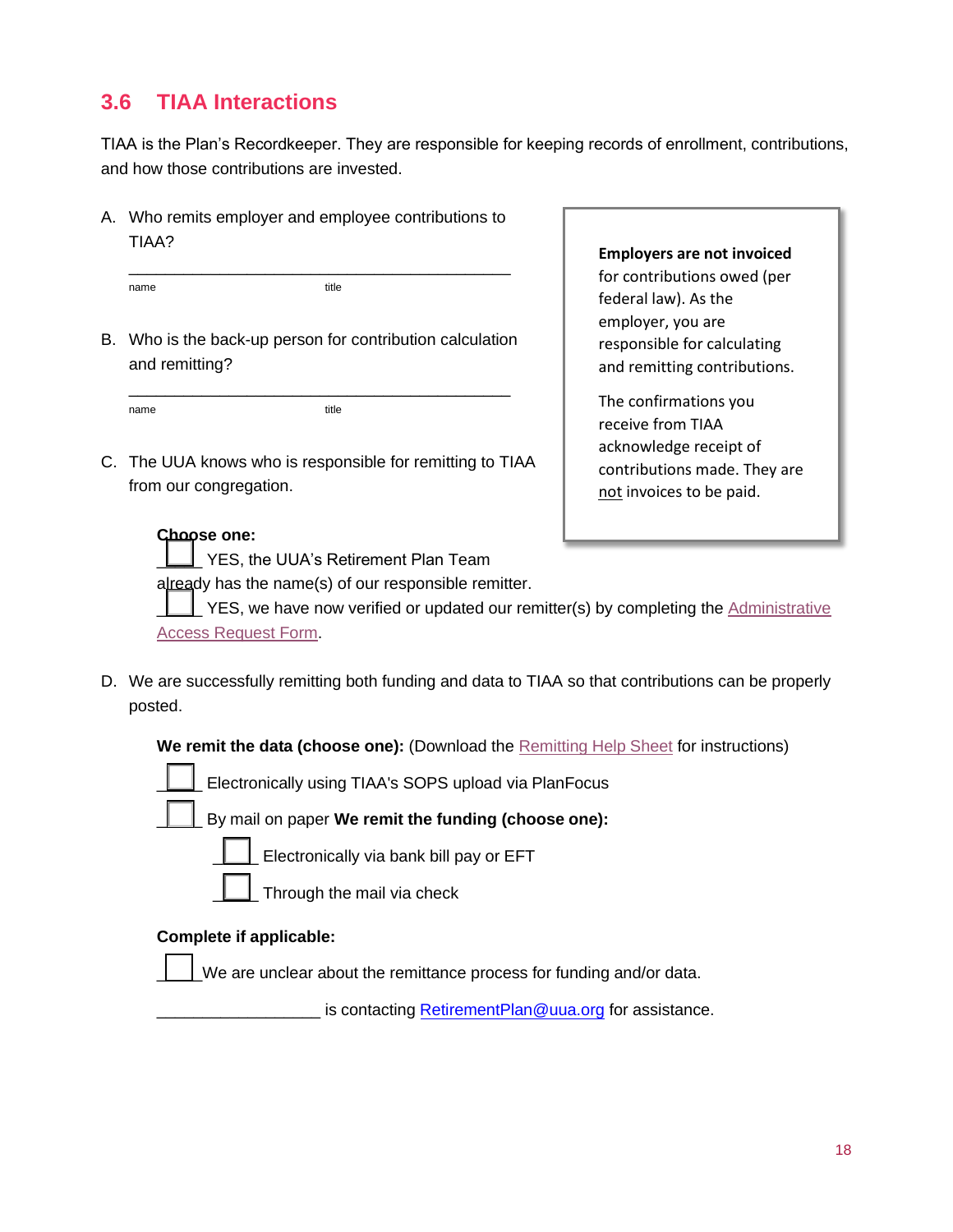## 3.6 TIAA Interactions

TIAA is the Plan's Recordkeeper. They are responsible for keeping records of enrollment, contributions, and how those contributions are invested.

A. Who remits employer and employee contributions to TIAA?

_______________________________________________
name title

B. Who is the back-up person for contribution calculation and remitting?

_______________________________________________
name title

C. The UUA knows who is responsible for remitting to TIAA from our congregation.

**Choose one:**

☐ YES, the UUA's Retirement Plan Team already has the name(s) of our responsible remitter.

☐ YES, we have now verified or updated our remitter(s) by completing the Administrative Access Request Form.

> **Employers are not invoiced** for contributions owed (per federal law). As the employer, you are responsible for calculating and remitting contributions.
>
> The confirmations you receive from TIAA acknowledge receipt of contributions made. They are not invoices to be paid.

D. We are successfully remitting both funding and data to TIAA so that contributions can be properly posted.

**We remit the data (choose one):** (Download the Remitting Help Sheet for instructions)

☐ Electronically using TIAA's SOPS upload via PlanFocus

☐ By mail on paper **We remit the funding (choose one):**

☐ Electronically via bank bill pay or EFT

☐ Through the mail via check

**Complete if applicable:**

☐ We are unclear about the remittance process for funding and/or data.

__________________ is contacting RetirementPlan@uua.org for assistance.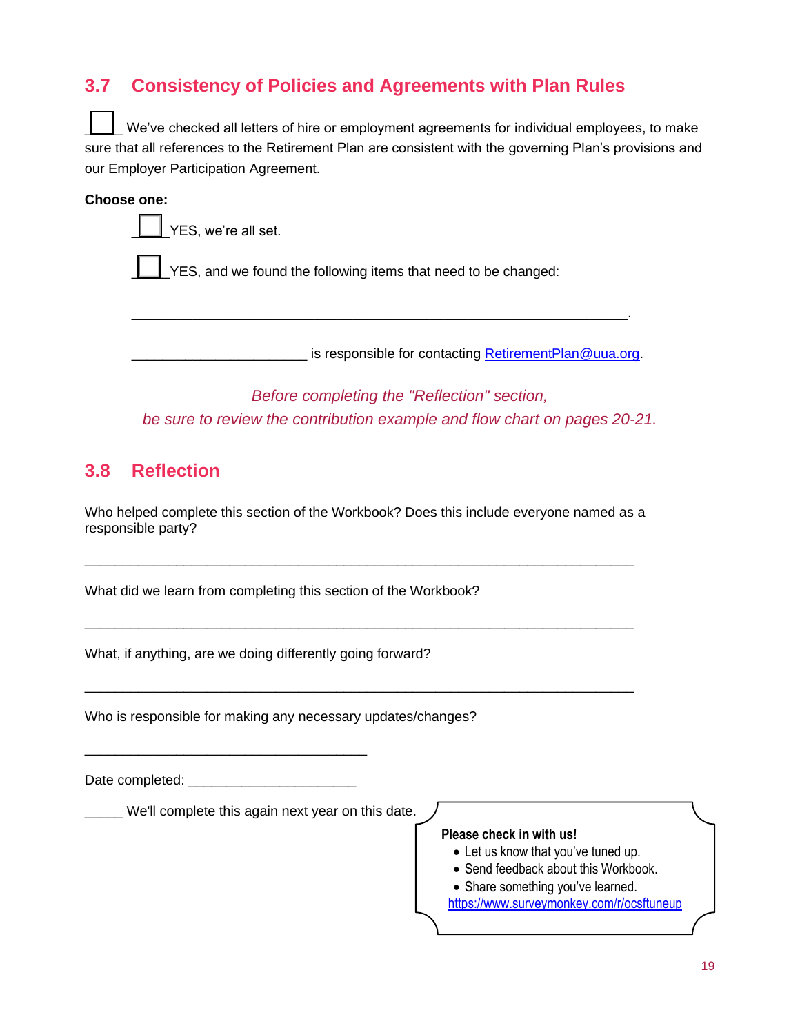## 3.7 Consistency of Policies and Agreements with Plan Rules

☐ We've checked all letters of hire or employment agreements for individual employees, to make sure that all references to the Retirement Plan are consistent with the governing Plan's provisions and our Employer Participation Agreement.

**Choose one:**

☐ YES, we're all set.

☐ YES, and we found the following items that need to be changed:

_________________________________________________________________.

_______________________ is responsible for contacting RetirementPlan@uua.org.

*Before completing the "Reflection" section,*
*be sure to review the contribution example and flow chart on pages 20-21.*

## 3.8 Reflection

Who helped complete this section of the Workbook? Does this include everyone named as a responsible party?

_________________________________________________________________________

What did we learn from completing this section of the Workbook?

_________________________________________________________________________

What, if anything, are we doing differently going forward?

_________________________________________________________________________

Who is responsible for making any necessary updates/changes?

_____________________________________

Date completed: ______________________

_____ We'll complete this again next year on this date.

**Please check in with us!**

- Let us know that you've tuned up.
- Send feedback about this Workbook.
- Share something you've learned.

https://www.surveymonkey.com/r/ocsftuneup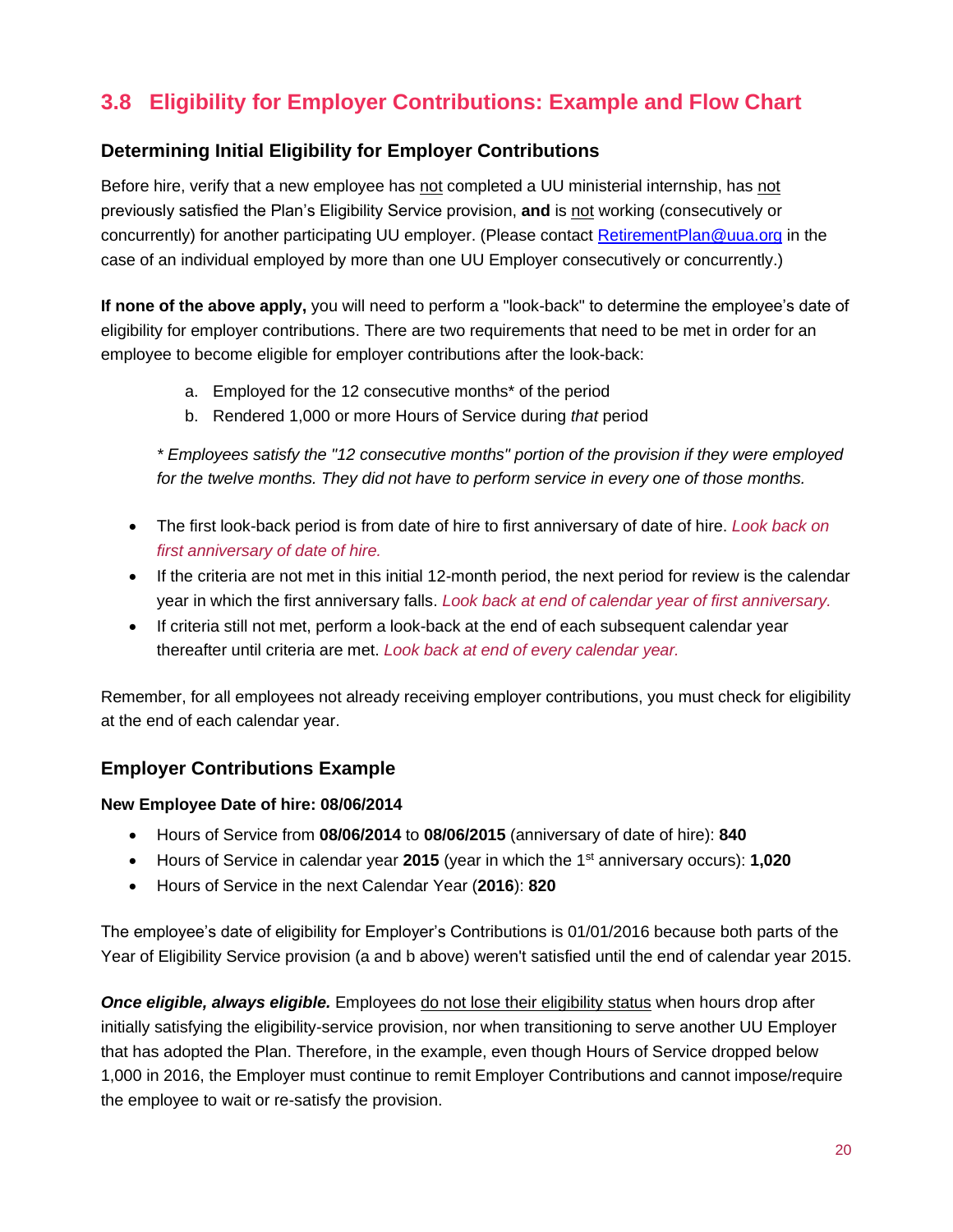## 3.8 Eligibility for Employer Contributions: Example and Flow Chart

### Determining Initial Eligibility for Employer Contributions

Before hire, verify that a new employee has not completed a UU ministerial internship, has not previously satisfied the Plan's Eligibility Service provision, **and** is not working (consecutively or concurrently) for another participating UU employer. (Please contact RetirementPlan@uua.org in the case of an individual employed by more than one UU Employer consecutively or concurrently.)

**If none of the above apply,** you will need to perform a "look-back" to determine the employee's date of eligibility for employer contributions. There are two requirements that need to be met in order for an employee to become eligible for employer contributions after the look-back:

a. Employed for the 12 consecutive months* of the period
b. Rendered 1,000 or more Hours of Service during *that* period

*\* Employees satisfy the "12 consecutive months" portion of the provision if they were employed for the twelve months. They did not have to perform service in every one of those months.*

- The first look-back period is from date of hire to first anniversary of date of hire. *Look back on first anniversary of date of hire.*
- If the criteria are not met in this initial 12-month period, the next period for review is the calendar year in which the first anniversary falls. *Look back at end of calendar year of first anniversary.*
- If criteria still not met, perform a look-back at the end of each subsequent calendar year thereafter until criteria are met. *Look back at end of every calendar year.*

Remember, for all employees not already receiving employer contributions, you must check for eligibility at the end of each calendar year.

### Employer Contributions Example

**New Employee Date of hire: 08/06/2014**

- Hours of Service from **08/06/2014** to **08/06/2015** (anniversary of date of hire): **840**
- Hours of Service in calendar year **2015** (year in which the 1st anniversary occurs): **1,020**
- Hours of Service in the next Calendar Year (**2016**): **820**

The employee's date of eligibility for Employer's Contributions is 01/01/2016 because both parts of the Year of Eligibility Service provision (a and b above) weren't satisfied until the end of calendar year 2015.

***Once eligible, always eligible.*** Employees do not lose their eligibility status when hours drop after initially satisfying the eligibility-service provision, nor when transitioning to serve another UU Employer that has adopted the Plan. Therefore, in the example, even though Hours of Service dropped below 1,000 in 2016, the Employer must continue to remit Employer Contributions and cannot impose/require the employee to wait or re-satisfy the provision.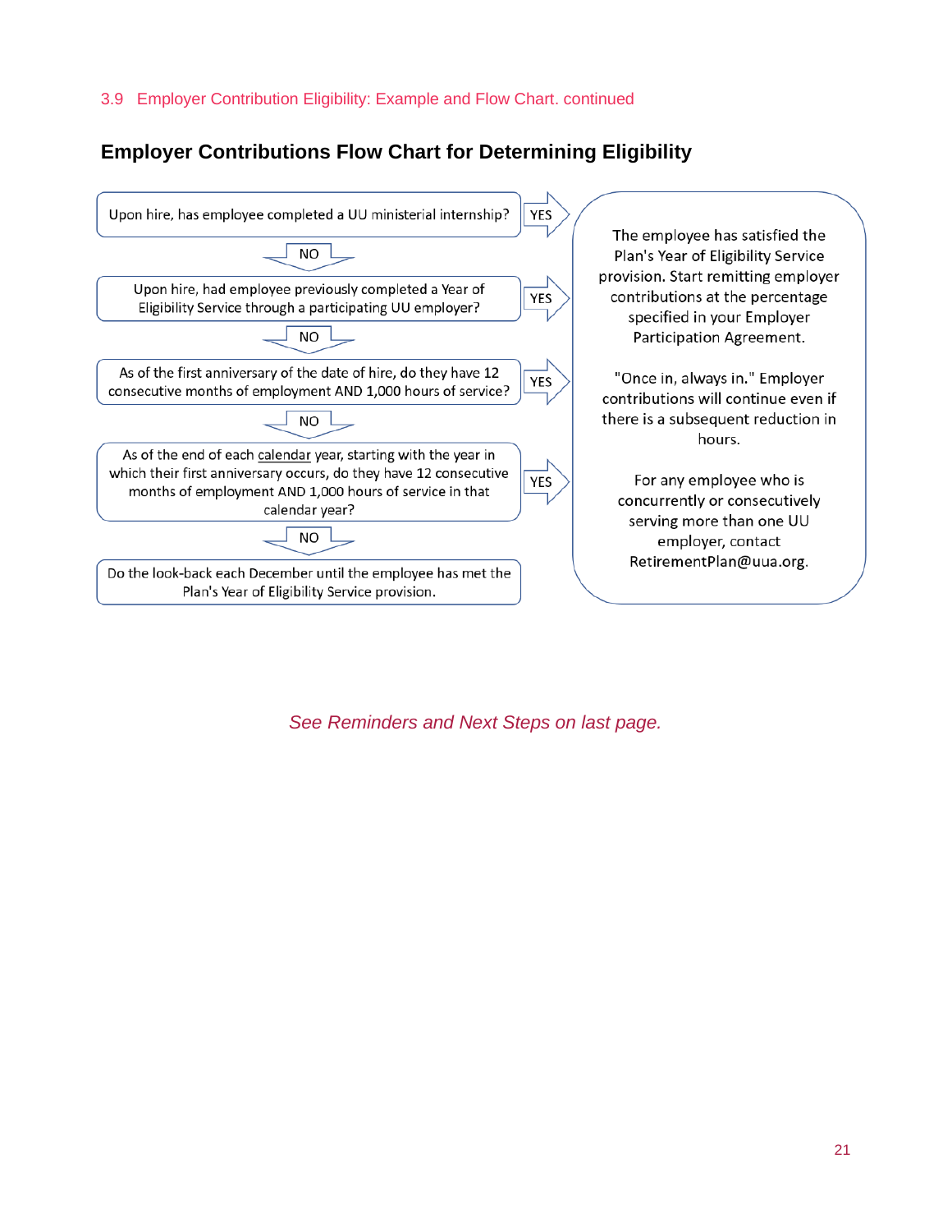3.9 Employer Contribution Eligibility: Example and Flow Chart. continued

## Employer Contributions Flow Chart for Determining Eligibility

Upon hire, has employee completed a UU ministerial internship? → YES

NO ↓

Upon hire, had employee previously completed a Year of Eligibility Service through a participating UU employer? → YES

NO ↓

As of the first anniversary of the date of hire, do they have 12 consecutive months of employment AND 1,000 hours of service? → YES

NO ↓

As of the end of each calendar year, starting with the year in which their first anniversary occurs, do they have 12 consecutive months of employment AND 1,000 hours of service in that calendar year? → YES

NO ↓

Do the look-back each December until the employee has met the Plan's Year of Eligibility Service provision.

**YES:**

The employee has satisfied the Plan's Year of Eligibility Service provision. Start remitting employer contributions at the percentage specified in your Employer Participation Agreement.

"Once in, always in." Employer contributions will continue even if there is a subsequent reduction in hours.

For any employee who is concurrently or consecutively serving more than one UU employer, contact RetirementPlan@uua.org.

*See Reminders and Next Steps on last page.*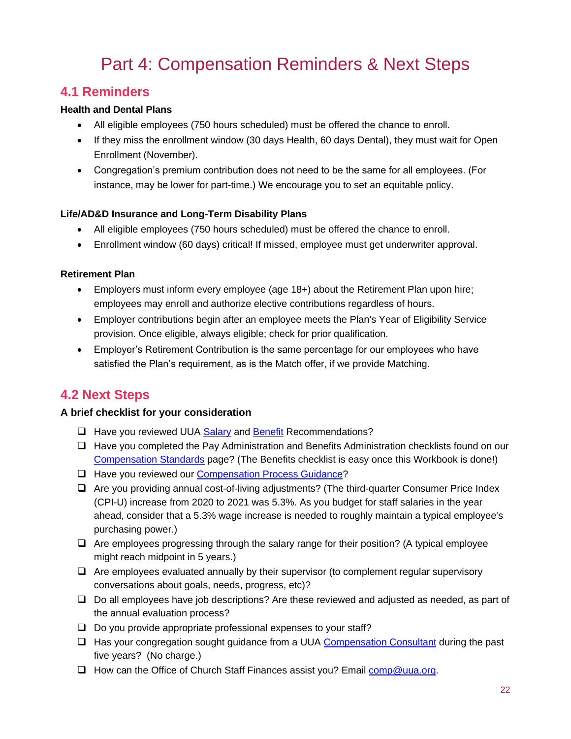# Part 4: Compensation Reminders & Next Steps

## 4.1 Reminders

**Health and Dental Plans**

- All eligible employees (750 hours scheduled) must be offered the chance to enroll.
- If they miss the enrollment window (30 days Health, 60 days Dental), they must wait for Open Enrollment (November).
- Congregation's premium contribution does not need to be the same for all employees. (For instance, may be lower for part-time.) We encourage you to set an equitable policy.

**Life/AD&D Insurance and Long-Term Disability Plans**

- All eligible employees (750 hours scheduled) must be offered the chance to enroll.
- Enrollment window (60 days) critical! If missed, employee must get underwriter approval.

**Retirement Plan**

- Employers must inform every employee (age 18+) about the Retirement Plan upon hire; employees may enroll and authorize elective contributions regardless of hours.
- Employer contributions begin after an employee meets the Plan's Year of Eligibility Service provision. Once eligible, always eligible; check for prior qualification.
- Employer's Retirement Contribution is the same percentage for our employees who have satisfied the Plan's requirement, as is the Match offer, if we provide Matching.

## 4.2 Next Steps

**A brief checklist for your consideration**

- ❑ Have you reviewed UUA Salary and Benefit Recommendations?
- ❑ Have you completed the Pay Administration and Benefits Administration checklists found on our Compensation Standards page? (The Benefits checklist is easy once this Workbook is done!)
- ❑ Have you reviewed our Compensation Process Guidance?
- ❑ Are you providing annual cost-of-living adjustments? (The third-quarter Consumer Price Index (CPI-U) increase from 2020 to 2021 was 5.3%. As you budget for staff salaries in the year ahead, consider that a 5.3% wage increase is needed to roughly maintain a typical employee's purchasing power.)
- ❑ Are employees progressing through the salary range for their position? (A typical employee might reach midpoint in 5 years.)
- ❑ Are employees evaluated annually by their supervisor (to complement regular supervisory conversations about goals, needs, progress, etc)?
- ❑ Do all employees have job descriptions? Are these reviewed and adjusted as needed, as part of the annual evaluation process?
- ❑ Do you provide appropriate professional expenses to your staff?
- ❑ Has your congregation sought guidance from a UUA Compensation Consultant during the past five years? (No charge.)
- ❑ How can the Office of Church Staff Finances assist you? Email comp@uua.org.